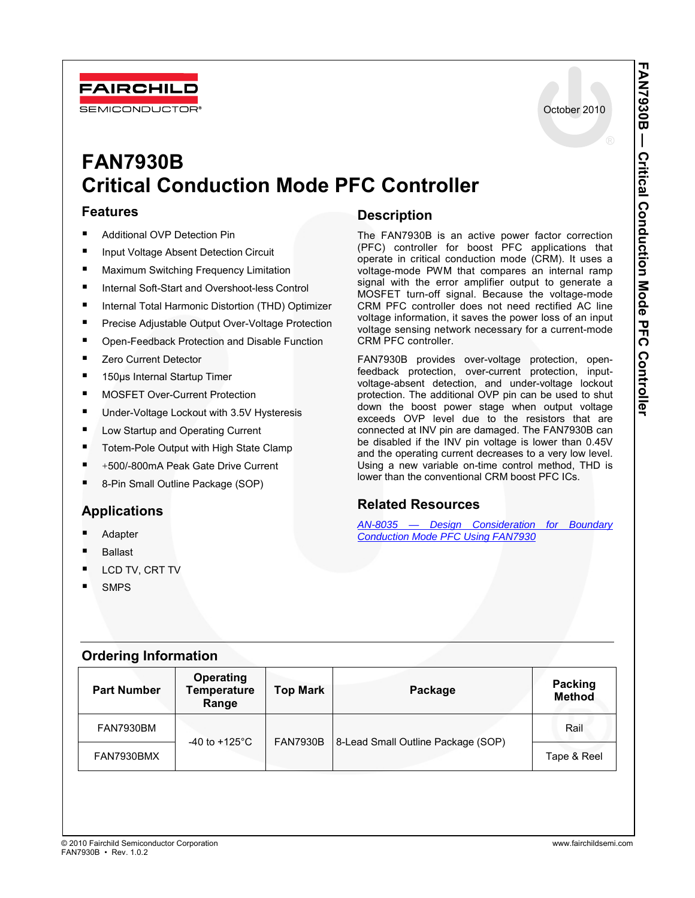October 2010

# FAN7930B
# Critical Conduction Mode PFC Controller

## Features

- Additional OVP Detection Pin
- Input Voltage Absent Detection Circuit
- Maximum Switching Frequency Limitation
- Internal Soft-Start and Overshoot-less Control
- Internal Total Harmonic Distortion (THD) Optimizer
- Precise Adjustable Output Over-Voltage Protection
- Open-Feedback Protection and Disable Function
- Zero Current Detector
- 150µs Internal Startup Timer
- MOSFET Over-Current Protection
- Under-Voltage Lockout with 3.5V Hysteresis
- Low Startup and Operating Current
- Totem-Pole Output with High State Clamp
- +500/-800mA Peak Gate Drive Current
- 8-Pin Small Outline Package (SOP)

## Applications

- Adapter
- Ballast
- LCD TV, CRT TV
- SMPS

## Description

The FAN7930B is an active power factor correction (PFC) controller for boost PFC applications that operate in critical conduction mode (CRM). It uses a voltage-mode PWM that compares an internal ramp signal with the error amplifier output to generate a MOSFET turn-off signal. Because the voltage-mode CRM PFC controller does not need rectified AC line voltage information, it saves the power loss of an input voltage sensing network necessary for a current-mode CRM PFC controller.

FAN7930B provides over-voltage protection, open-feedback protection, over-current protection, input-voltage-absent detection, and under-voltage lockout protection. The additional OVP pin can be used to shut down the boost power stage when output voltage exceeds OVP level due to the resistors that are connected at INV pin are damaged. The FAN7930B can be disabled if the INV pin voltage is lower than 0.45V and the operating current decreases to a very low level. Using a new variable on-time control method, THD is lower than the conventional CRM boost PFC ICs.

## Related Resources

*AN-8035 — Design Consideration for Boundary Conduction Mode PFC Using FAN7930*

## Ordering Information

| Part Number | Operating Temperature Range | Top Mark | Package | Packing Method |
|---|---|---|---|---|
| FAN7930BM | -40 to +125°C | FAN7930B | 8-Lead Small Outline Package (SOP) | Rail |
| FAN7930BMX | | | | Tape & Reel |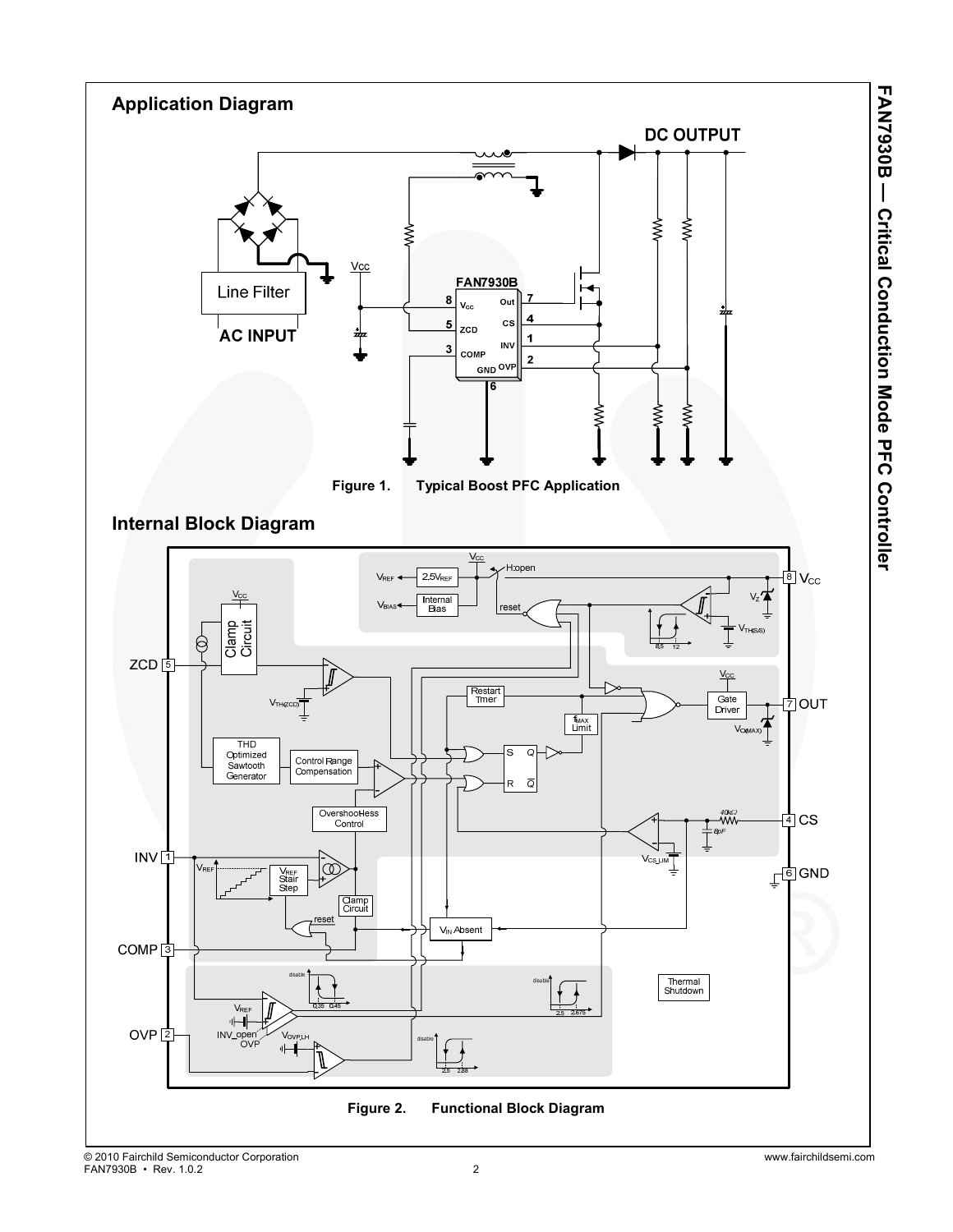## Application Diagram

Figure 1. Typical Boost PFC Application

## Internal Block Diagram

Figure 2. Functional Block Diagram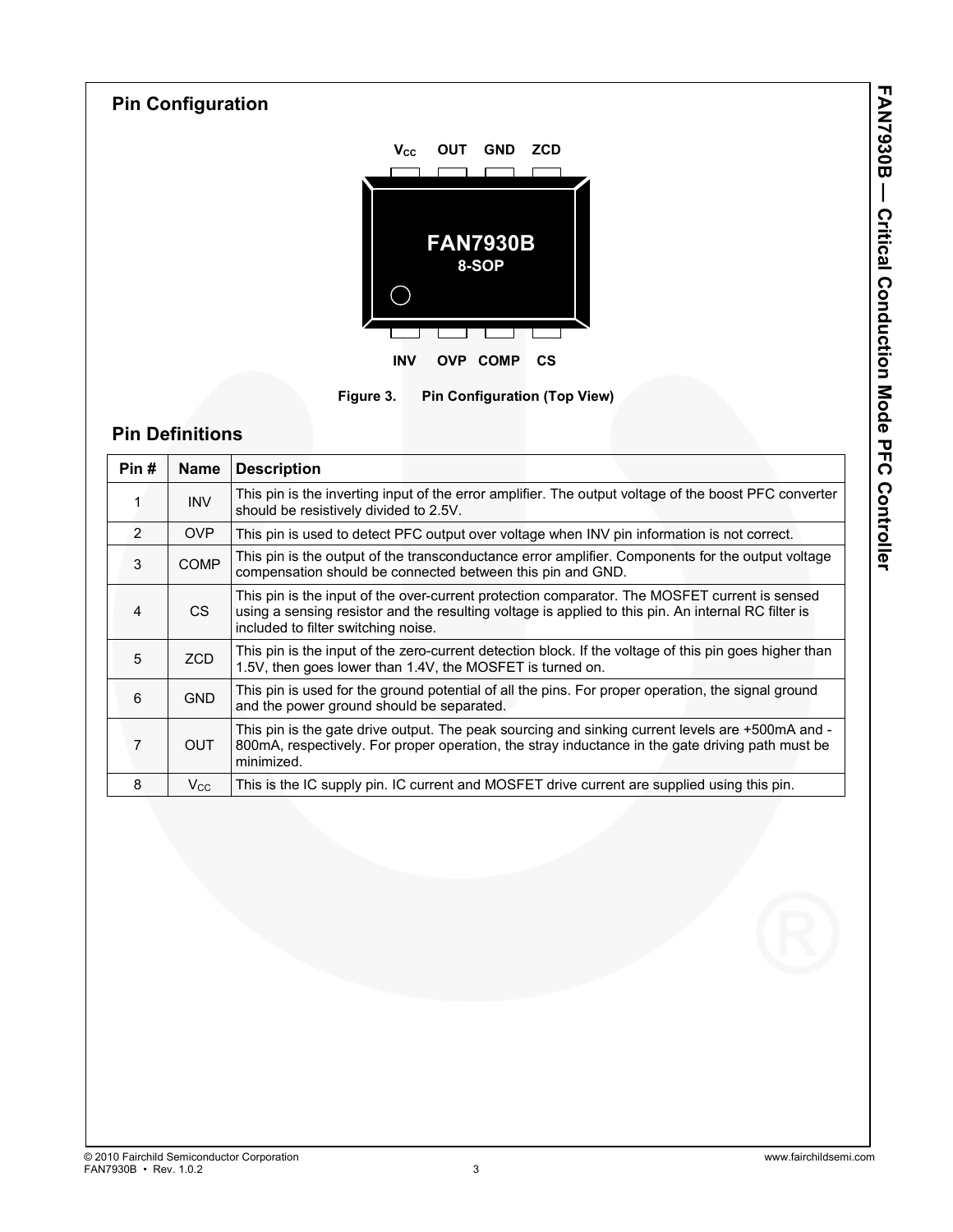## Pin Configuration

Figure 3. Pin Configuration (Top View)

## Pin Definitions

| Pin # | Name | Description |
|---|---|---|
| 1 | INV | This pin is the inverting input of the error amplifier. The output voltage of the boost PFC converter should be resistively divided to 2.5V. |
| 2 | OVP | This pin is used to detect PFC output over voltage when INV pin information is not correct. |
| 3 | COMP | This pin is the output of the transconductance error amplifier. Components for the output voltage compensation should be connected between this pin and GND. |
| 4 | CS | This pin is the input of the over-current protection comparator. The MOSFET current is sensed using a sensing resistor and the resulting voltage is applied to this pin. An internal RC filter is included to filter switching noise. |
| 5 | ZCD | This pin is the input of the zero-current detection block. If the voltage of this pin goes higher than 1.5V, then goes lower than 1.4V, the MOSFET is turned on. |
| 6 | GND | This pin is used for the ground potential of all the pins. For proper operation, the signal ground and the power ground should be separated. |
| 7 | OUT | This pin is the gate drive output. The peak sourcing and sinking current levels are +500mA and -800mA, respectively. For proper operation, the stray inductance in the gate driving path must be minimized. |
| 8 | $V_{CC}$ | This is the IC supply pin. IC current and MOSFET drive current are supplied using this pin. |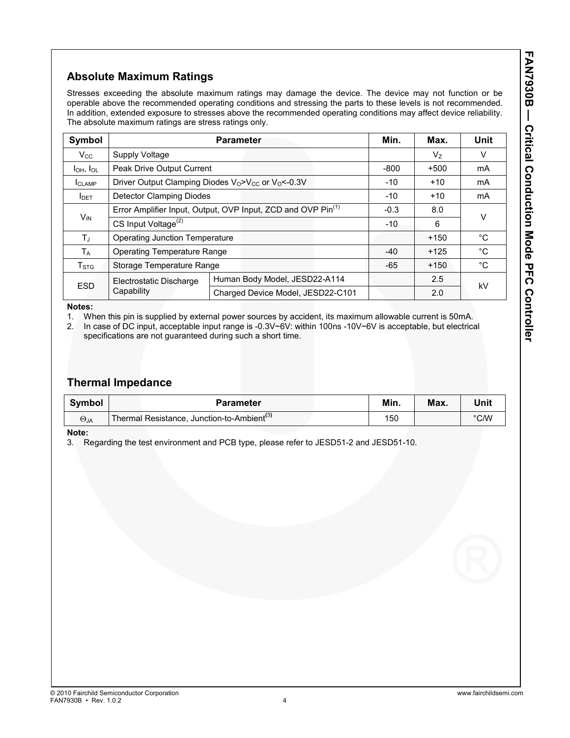## Absolute Maximum Ratings

Stresses exceeding the absolute maximum ratings may damage the device. The device may not function or be operable above the recommended operating conditions and stressing the parts to these levels is not recommended. In addition, extended exposure to stresses above the recommended operating conditions may affect device reliability. The absolute maximum ratings are stress ratings only.

| Symbol | Parameter | | Min. | Max. | Unit |
|---|---|---|---|---|---|
| $V_{CC}$ | Supply Voltage | | | $V_Z$ | V |
| $I_{OH}$, $I_{OL}$ | Peak Drive Output Current | | -800 | +500 | mA |
| $I_{CLAMP}$ | Driver Output Clamping Diodes $V_O$>$V_{CC}$ or $V_O$<-0.3V | | -10 | +10 | mA |
| $I_{DET}$ | Detector Clamping Diodes | | -10 | +10 | mA |
| $V_{IN}$ | Error Amplifier Input, Output, OVP Input, ZCD and OVP Pin[1] | | -0.3 | 8.0 | V |
| | CS Input Voltage[2] | | -10 | 6 | |
| $T_J$ | Operating Junction Temperature | | | +150 | °C |
| $T_A$ | Operating Temperature Range | | -40 | +125 | °C |
| $T_{STG}$ | Storage Temperature Range | | -65 | +150 | °C |
| ESD | Electrostatic Discharge Capability | Human Body Model, JESD22-A114 | | 2.5 | kV |
| | | Charged Device Model, JESD22-C101 | | 2.0 | |

**Notes:**

1. When this pin is supplied by external power sources by accident, its maximum allowable current is 50mA.
2. In case of DC input, acceptable input range is -0.3V~6V: within 100ns -10V~6V is acceptable, but electrical specifications are not guaranteed during such a short time.

## Thermal Impedance

| Symbol | Parameter | Min. | Max. | Unit |
|---|---|---|---|---|
| $\Theta_{JA}$ | Thermal Resistance, Junction-to-Ambient[3] | 150 | | °C/W |

**Note:**

3. Regarding the test environment and PCB type, please refer to JESD51-2 and JESD51-10.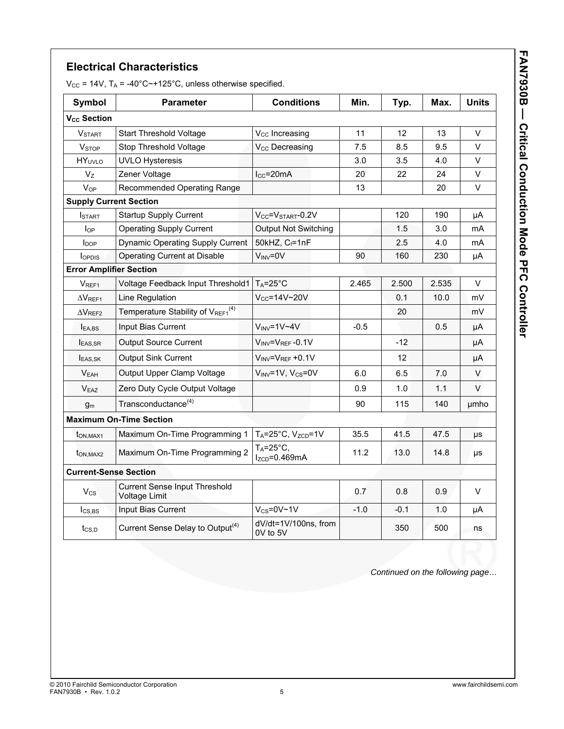## Electrical Characteristics

$V_{CC}$ = 14V, $T_A$ = -40°C~+125°C, unless otherwise specified.

| Symbol | Parameter | Conditions | Min. | Typ. | Max. | Units |
|---|---|---|---|---|---|---|
| **$V_{CC}$ Section** | | | | | | |
| $V_{START}$ | Start Threshold Voltage | $V_{CC}$ Increasing | 11 | 12 | 13 | V |
| $V_{STOP}$ | Stop Threshold Voltage | $V_{CC}$ Decreasing | 7.5 | 8.5 | 9.5 | V |
| $HY_{UVLO}$ | UVLO Hysteresis | | 3.0 | 3.5 | 4.0 | V |
| $V_Z$ | Zener Voltage | $I_{CC}$=20mA | 20 | 22 | 24 | V |
| $V_{OP}$ | Recommended Operating Range | | 13 | | 20 | V |
| **Supply Current Section** | | | | | | |
| $I_{START}$ | Startup Supply Current | $V_{CC}$=$V_{START}$-0.2V | | 120 | 190 | μA |
| $I_{OP}$ | Operating Supply Current | Output Not Switching | | 1.5 | 3.0 | mA |
| $I_{DOP}$ | Dynamic Operating Supply Current | 50kHZ, $C_I$=1nF | | 2.5 | 4.0 | mA |
| $I_{OPDIS}$ | Operating Current at Disable | $V_{INV}$=0V | 90 | 160 | 230 | μA |
| **Error Amplifier Section** | | | | | | |
| $V_{REF1}$ | Voltage Feedback Input Threshold1 | $T_A$=25°C | 2.465 | 2.500 | 2.535 | V |
| $\Delta V_{REF1}$ | Line Regulation | $V_{CC}$=14V~20V | | 0.1 | 10.0 | mV |
| $\Delta V_{REF2}$ | Temperature Stability of $V_{REF1}$[(4)] | | | 20 | | mV |
| $I_{EA,BS}$ | Input Bias Current | $V_{INV}$=1V~4V | -0.5 | | 0.5 | μA |
| $I_{EAS,SR}$ | Output Source Current | $V_{INV}$=$V_{REF}$ -0.1V | | -12 | | μA |
| $I_{EAS,SK}$ | Output Sink Current | $V_{INV}$=$V_{REF}$ +0.1V | | 12 | | μA |
| $V_{EAH}$ | Output Upper Clamp Voltage | $V_{INV}$=1V, $V_{CS}$=0V | 6.0 | 6.5 | 7.0 | V |
| $V_{EAZ}$ | Zero Duty Cycle Output Voltage | | 0.9 | 1.0 | 1.1 | V |
| $g_m$ | Transconductance[(4)] | | 90 | 115 | 140 | μmho |
| **Maximum On-Time Section** | | | | | | |
| $t_{ON,MAX1}$ | Maximum On-Time Programming 1 | $T_A$=25°C, $V_{ZCD}$=1V | 35.5 | 41.5 | 47.5 | μs |
| $t_{ON,MAX2}$ | Maximum On-Time Programming 2 | $T_A$=25°C, $I_{ZCD}$=0.469mA | 11.2 | 13.0 | 14.8 | μs |
| **Current-Sense Section** | | | | | | |
| $V_{CS}$ | Current Sense Input Threshold Voltage Limit | | 0.7 | 0.8 | 0.9 | V |
| $I_{CS,BS}$ | Input Bias Current | $V_{CS}$=0V~1V | -1.0 | -0.1 | 1.0 | μA |
| $t_{CS,D}$ | Current Sense Delay to Output[(4)] | dV/dt=1V/100ns, from 0V to 5V | | 350 | 500 | ns |

*Continued on the following page…*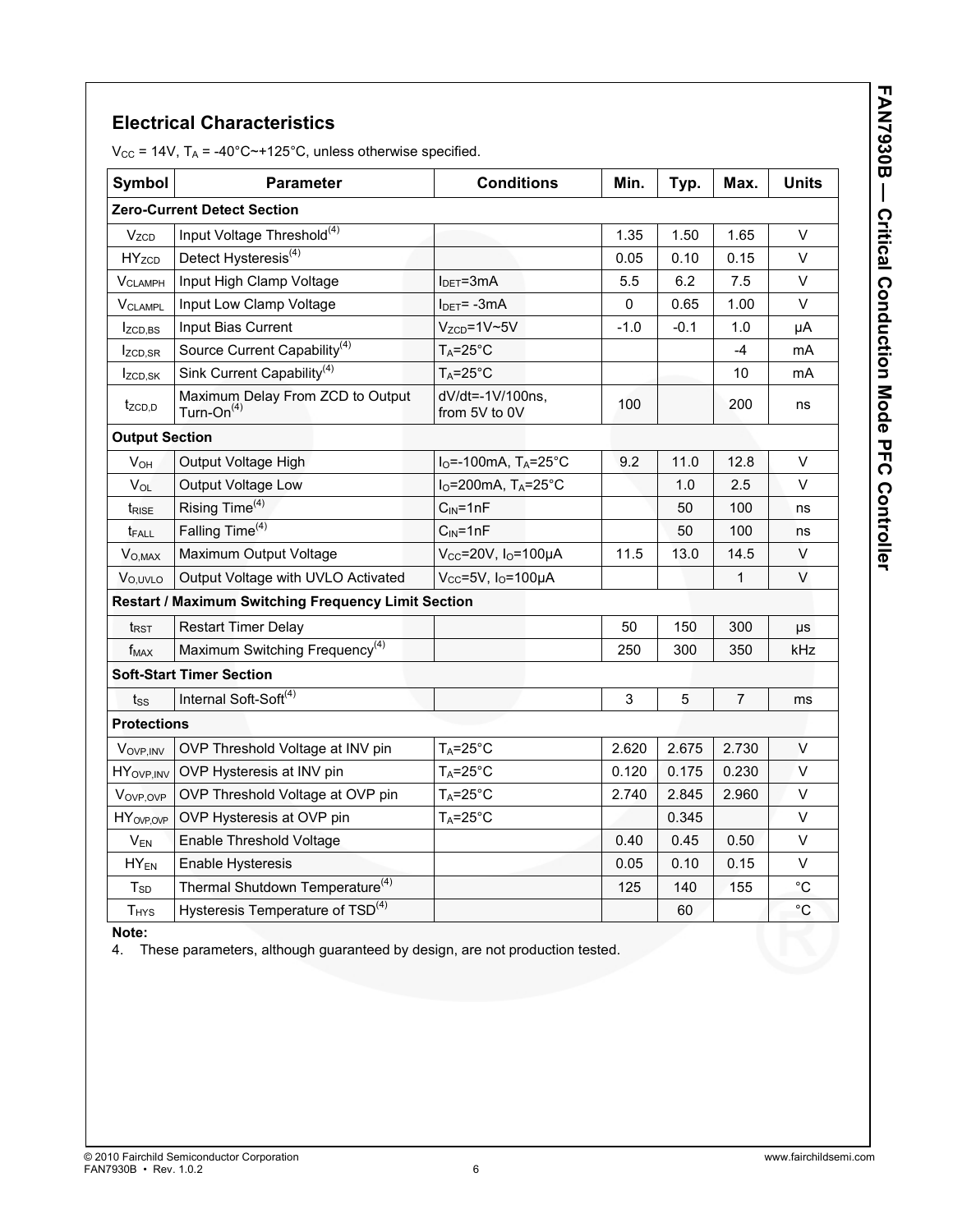## Electrical Characteristics

$V_{CC}$ = 14V, $T_A$ = -40°C~+125°C, unless otherwise specified.

| Symbol | Parameter | Conditions | Min. | Typ. | Max. | Units |
|---|---|---|---|---|---|---|
| **Zero-Current Detect Section** | | | | | | |
| $V_{ZCD}$ | Input Voltage Threshold(4) | | 1.35 | 1.50 | 1.65 | V |
| $HY_{ZCD}$ | Detect Hysteresis(4) | | 0.05 | 0.10 | 0.15 | V |
| $V_{CLAMPH}$ | Input High Clamp Voltage | $I_{DET}$=3mA | 5.5 | 6.2 | 7.5 | V |
| $V_{CLAMPL}$ | Input Low Clamp Voltage | $I_{DET}$= -3mA | 0 | 0.65 | 1.00 | V |
| $I_{ZCD,BS}$ | Input Bias Current | $V_{ZCD}$=1V~5V | -1.0 | -0.1 | 1.0 | μA |
| $I_{ZCD,SR}$ | Source Current Capability(4) | $T_A$=25°C | | | -4 | mA |
| $I_{ZCD,SK}$ | Sink Current Capability(4) | $T_A$=25°C | | | 10 | mA |
| $t_{ZCD,D}$ | Maximum Delay From ZCD to Output Turn-On(4) | dV/dt=-1V/100ns, from 5V to 0V | 100 | | 200 | ns |
| **Output Section** | | | | | | |
| $V_{OH}$ | Output Voltage High | $I_O$=-100mA, $T_A$=25°C | 9.2 | 11.0 | 12.8 | V |
| $V_{OL}$ | Output Voltage Low | $I_O$=200mA, $T_A$=25°C | | 1.0 | 2.5 | V |
| $t_{RISE}$ | Rising Time(4) | $C_{IN}$=1nF | | 50 | 100 | ns |
| $t_{FALL}$ | Falling Time(4) | $C_{IN}$=1nF | | 50 | 100 | ns |
| $V_{O,MAX}$ | Maximum Output Voltage | $V_{CC}$=20V, $I_O$=100μA | 11.5 | 13.0 | 14.5 | V |
| $V_{O,UVLO}$ | Output Voltage with UVLO Activated | $V_{CC}$=5V, $I_O$=100μA | | | 1 | V |
| **Restart / Maximum Switching Frequency Limit Section** | | | | | | |
| $t_{RST}$ | Restart Timer Delay | | 50 | 150 | 300 | μs |
| $f_{MAX}$ | Maximum Switching Frequency(4) | | 250 | 300 | 350 | kHz |
| **Soft-Start Timer Section** | | | | | | |
| $t_{SS}$ | Internal Soft-Soft(4) | | 3 | 5 | 7 | ms |
| **Protections** | | | | | | |
| $V_{OVP,INV}$ | OVP Threshold Voltage at INV pin | $T_A$=25°C | 2.620 | 2.675 | 2.730 | V |
| $HY_{OVP,INV}$ | OVP Hysteresis at INV pin | $T_A$=25°C | 0.120 | 0.175 | 0.230 | V |
| $V_{OVP,OVP}$ | OVP Threshold Voltage at OVP pin | $T_A$=25°C | 2.740 | 2.845 | 2.960 | V |
| $HY_{OVP,OVP}$ | OVP Hysteresis at OVP pin | $T_A$=25°C | | 0.345 | | V |
| $V_{EN}$ | Enable Threshold Voltage | | 0.40 | 0.45 | 0.50 | V |
| $HY_{EN}$ | Enable Hysteresis | | 0.05 | 0.10 | 0.15 | V |
| $T_{SD}$ | Thermal Shutdown Temperature(4) | | 125 | 140 | 155 | °C |
| $T_{HYS}$ | Hysteresis Temperature of TSD(4) | | | 60 | | °C |

**Note:**

4. These parameters, although guaranteed by design, are not production tested.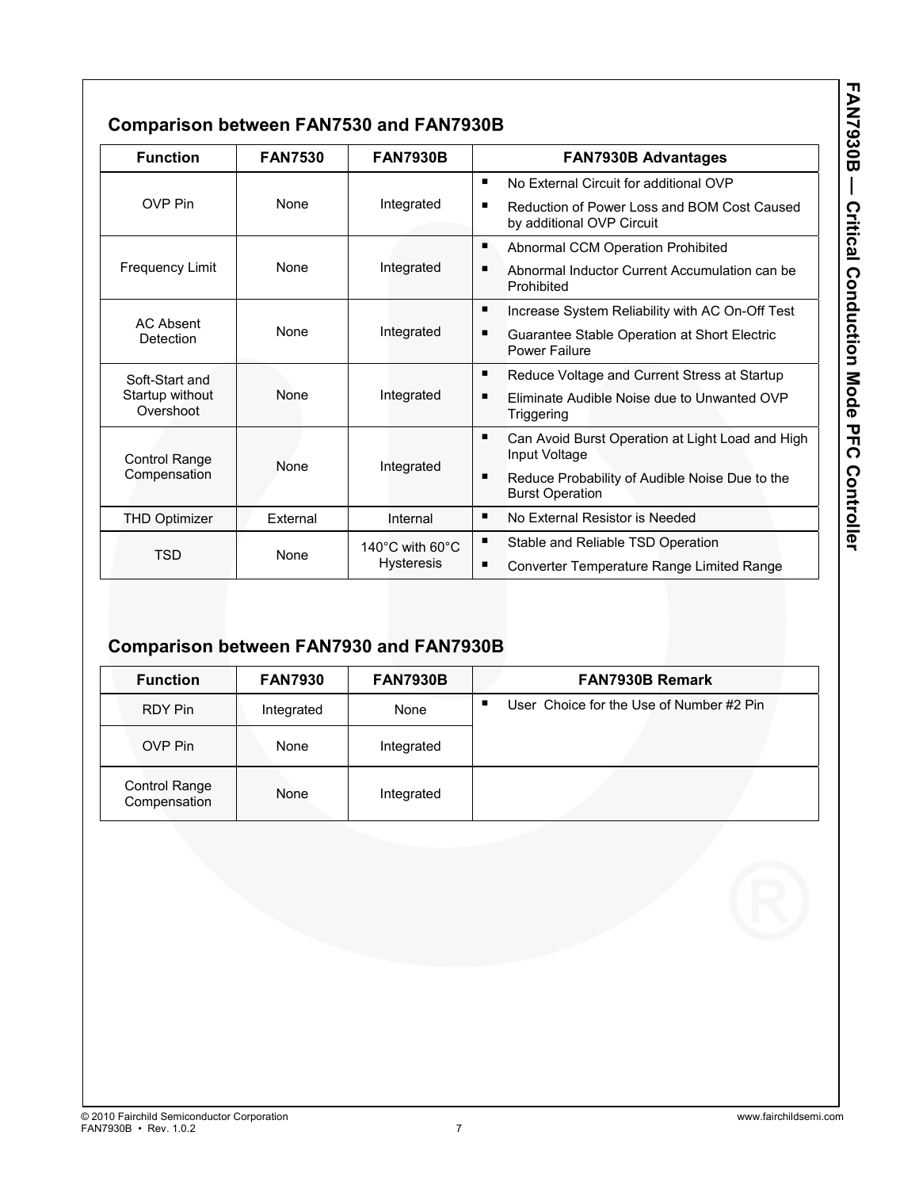## Comparison between FAN7530 and FAN7930B

| Function | FAN7530 | FAN7930B | FAN7930B Advantages |
|---|---|---|---|
| OVP Pin | None | Integrated | ▪ No External Circuit for additional OVP<br>▪ Reduction of Power Loss and BOM Cost Caused by additional OVP Circuit |
| Frequency Limit | None | Integrated | ▪ Abnormal CCM Operation Prohibited<br>▪ Abnormal Inductor Current Accumulation can be Prohibited |
| AC Absent Detection | None | Integrated | ▪ Increase System Reliability with AC On-Off Test<br>▪ Guarantee Stable Operation at Short Electric Power Failure |
| Soft-Start and Startup without Overshoot | None | Integrated | ▪ Reduce Voltage and Current Stress at Startup<br>▪ Eliminate Audible Noise due to Unwanted OVP Triggering |
| Control Range Compensation | None | Integrated | ▪ Can Avoid Burst Operation at Light Load and High Input Voltage<br>▪ Reduce Probability of Audible Noise Due to the Burst Operation |
| THD Optimizer | External | Internal | ▪ No External Resistor is Needed |
| TSD | None | 140°C with 60°C Hysteresis | ▪ Stable and Reliable TSD Operation<br>▪ Converter Temperature Range Limited Range |

## Comparison between FAN7930 and FAN7930B

| Function | FAN7930 | FAN7930B | FAN7930B Remark |
|---|---|---|---|
| RDY Pin | Integrated | None | ▪ User Choice for the Use of Number #2 Pin |
| OVP Pin | None | Integrated | |
| Control Range Compensation | None | Integrated | |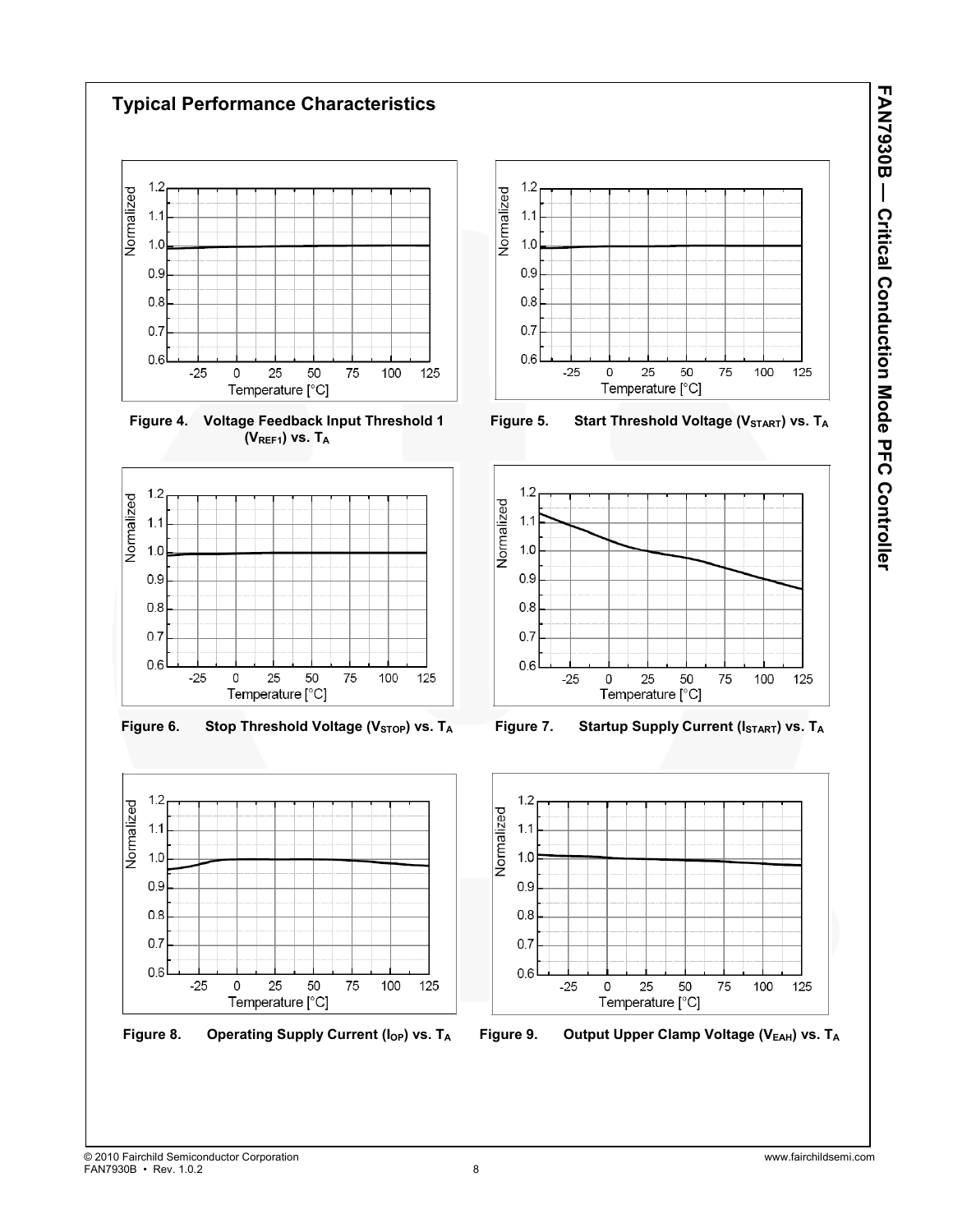## Typical Performance Characteristics

Figure 4. Voltage Feedback Input Threshold 1 ($V_{REF1}$) vs. $T_A$

Figure 5. Start Threshold Voltage ($V_{START}$) vs. $T_A$

Figure 6. Stop Threshold Voltage ($V_{STOP}$) vs. $T_A$

Figure 7. Startup Supply Current ($I_{START}$) vs. $T_A$

Figure 8. Operating Supply Current ($I_{OP}$) vs. $T_A$

Figure 9. Output Upper Clamp Voltage ($V_{EAH}$) vs. $T_A$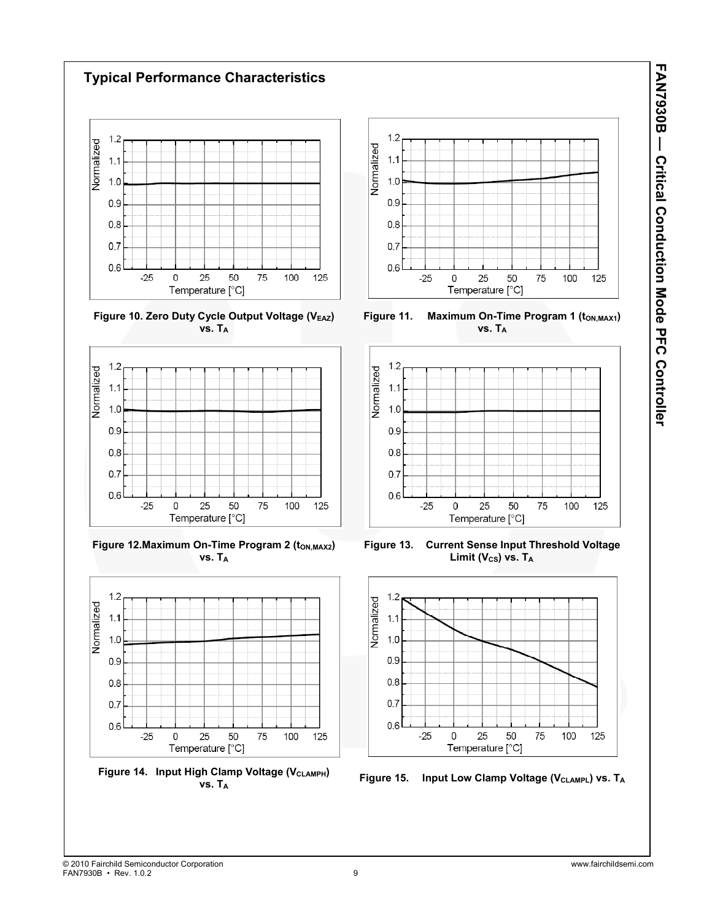## Typical Performance Characteristics

Figure 10. Zero Duty Cycle Output Voltage ($V_{EAZ}$) vs. $T_A$

Figure 11. Maximum On-Time Program 1 ($t_{ON,MAX1}$) vs. $T_A$

Figure 12. Maximum On-Time Program 2 ($t_{ON,MAX2}$) vs. $T_A$

Figure 13. Current Sense Input Threshold Voltage Limit ($V_{CS}$) vs. $T_A$

Figure 14. Input High Clamp Voltage ($V_{CLAMPH}$) vs. $T_A$

Figure 15. Input Low Clamp Voltage ($V_{CLAMPL}$) vs. $T_A$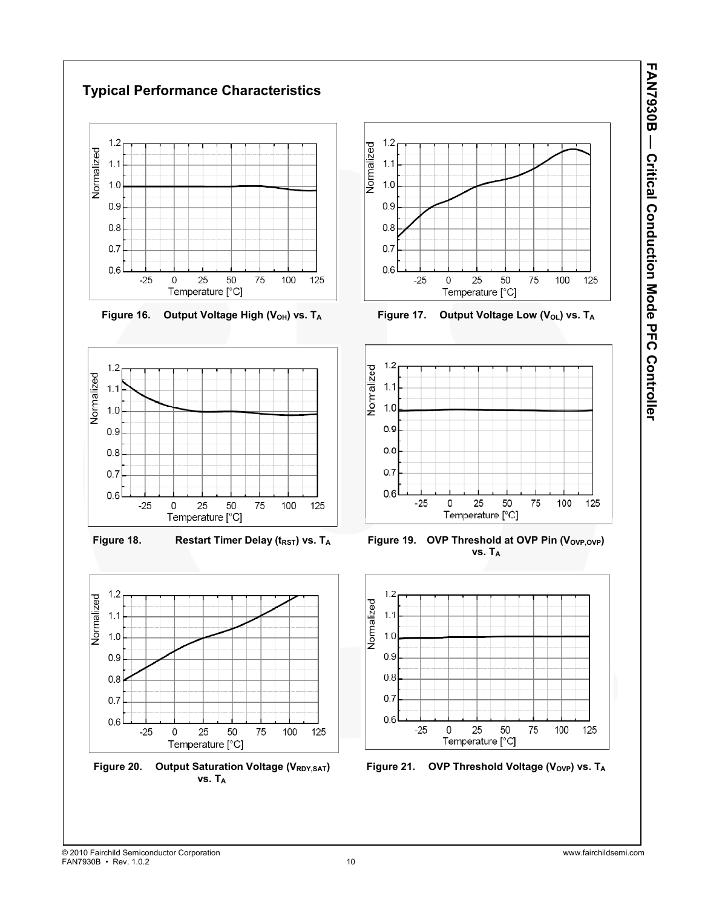## Typical Performance Characteristics

Figure 16. Output Voltage High ($V_{OH}$) vs. $T_A$

Figure 17. Output Voltage Low ($V_{OL}$) vs. $T_A$

Figure 18. Restart Timer Delay ($t_{RST}$) vs. $T_A$

Figure 19. OVP Threshold at OVP Pin ($V_{OVP,OVP}$) vs. $T_A$

Figure 20. Output Saturation Voltage ($V_{RDY,SAT}$) vs. $T_A$

Figure 21. OVP Threshold Voltage ($V_{OVP}$) vs. $T_A$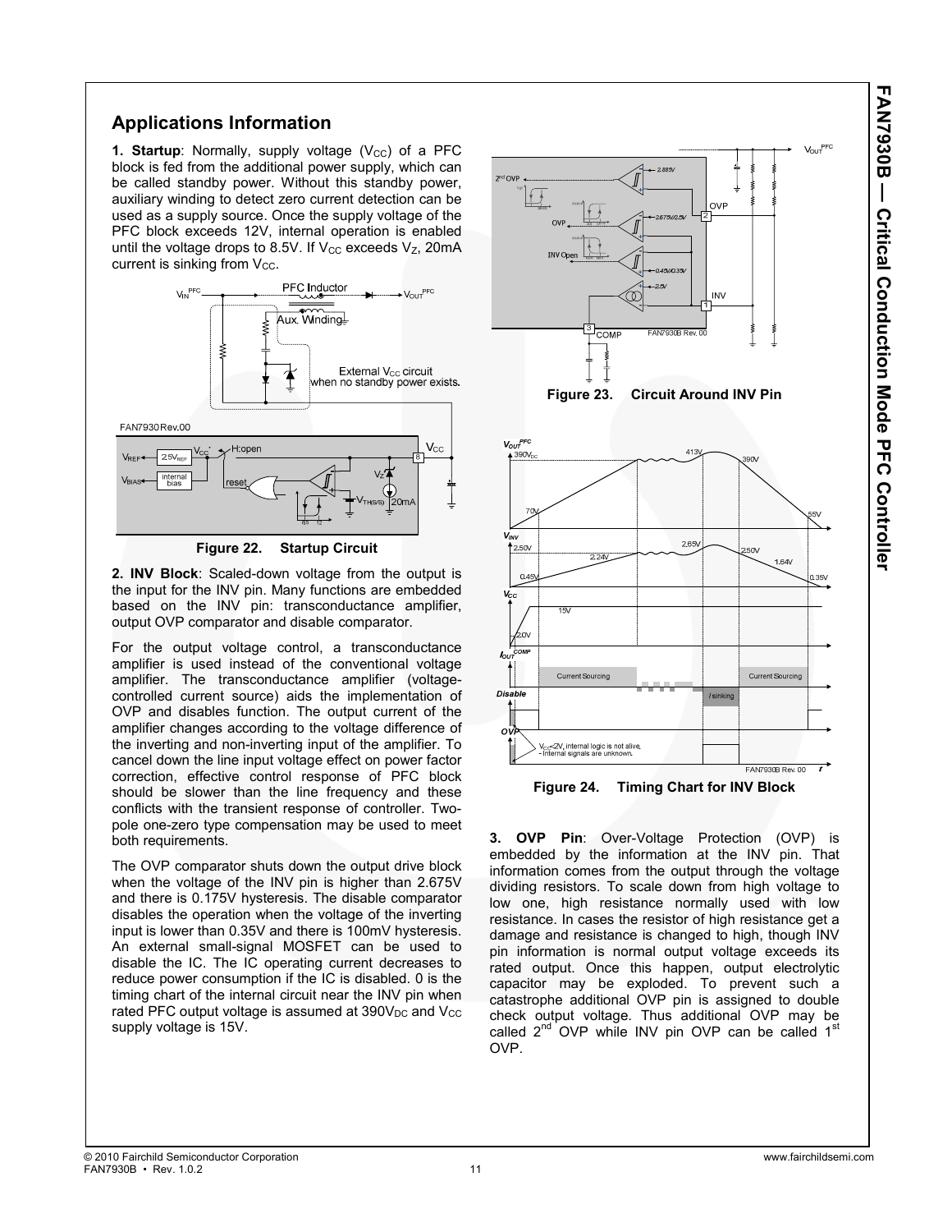## Applications Information

**1. Startup**: Normally, supply voltage ($V_{CC}$) of a PFC block is fed from the additional power supply, which can be called standby power. Without this standby power, auxiliary winding to detect zero current detection can be used as a supply source. Once the supply voltage of the PFC block exceeds 12V, internal operation is enabled until the voltage drops to 8.5V. If $V_{CC}$ exceeds $V_Z$, 20mA current is sinking from $V_{CC}$.

Figure 22. Startup Circuit

**2. INV Block**: Scaled-down voltage from the output is the input for the INV pin. Many functions are embedded based on the INV pin: transconductance amplifier, output OVP comparator and disable comparator.

For the output voltage control, a transconductance amplifier is used instead of the conventional voltage amplifier. The transconductance amplifier (voltage-controlled current source) aids the implementation of OVP and disables function. The output current of the amplifier changes according to the voltage difference of the inverting and non-inverting input of the amplifier. To cancel down the line input voltage effect on power factor correction, effective control response of PFC block should be slower than the line frequency and these conflicts with the transient response of controller. Two-pole one-zero type compensation may be used to meet both requirements.

The OVP comparator shuts down the output drive block when the voltage of the INV pin is higher than 2.675V and there is 0.175V hysteresis. The disable comparator disables the operation when the voltage of the inverting input is lower than 0.35V and there is 100mV hysteresis. An external small-signal MOSFET can be used to disable the IC. The IC operating current decreases to reduce power consumption if the IC is disabled. 0 is the timing chart of the internal circuit near the INV pin when rated PFC output voltage is assumed at $390V_{DC}$ and $V_{CC}$ supply voltage is 15V.

Figure 23. Circuit Around INV Pin

Figure 24. Timing Chart for INV Block

**3. OVP Pin**: Over-Voltage Protection (OVP) is embedded by the information at the INV pin. That information comes from the output through the voltage dividing resistors. To scale down from high voltage to low one, high resistance normally used with low resistance. In cases the resistor of high resistance get a damage and resistance is changed to high, though INV pin information is normal output voltage exceeds its rated output. Once this happen, output electrolytic capacitor may be exploded. To prevent such a catastrophe additional OVP pin is assigned to double check output voltage. Thus additional OVP may be called 2nd OVP while INV pin OVP can be called 1st OVP.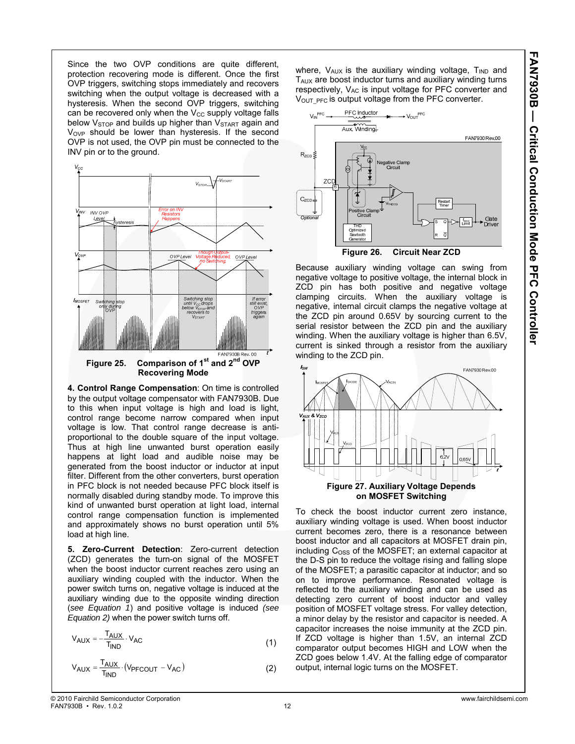Since the two OVP conditions are quite different, protection recovering mode is different. Once the first OVP triggers, switching stops immediately and recovers switching when the output voltage is decreased with a hysteresis. When the second OVP triggers, switching can be recovered only when the $V_{CC}$ supply voltage falls below $V_{STOP}$ and builds up higher than $V_{START}$ again and $V_{OVP}$ should be lower than hysteresis. If the second OVP is not used, the OVP pin must be connected to the INV pin or to the ground.

**Figure 25. Comparison of 1st and 2nd OVP Recovering Mode**

**4. Control Range Compensation**: On time is controlled by the output voltage compensator with FAN7930B. Due to this when input voltage is high and load is light, control range become narrow compared when input voltage is low. That control range decrease is anti-proportional to the double square of the input voltage. Thus at high line unwanted burst operation easily happens at light load and audible noise may be generated from the boost inductor or inductor at input filter. Different from the other converters, burst operation in PFC block is not needed because PFC block itself is normally disabled during standby mode. To improve this kind of unwanted burst operation at light load, internal control range compensation function is implemented and approximately shows no burst operation until 5% load at high line.

**5. Zero-Current Detection**: Zero-current detection (ZCD) generates the turn-on signal of the MOSFET when the boost inductor current reaches zero using an auxiliary winding coupled with the inductor. When the power switch turns on, negative voltage is induced at the auxiliary winding due to the opposite winding direction (*see Equation 1*) and positive voltage is induced *(see Equation 2)* when the power switch turns off.

$$V_{AUX} = -\frac{T_{AUX}}{T_{IND}} \cdot V_{AC} \qquad (1)$$

$$V_{AUX} = \frac{T_{AUX}}{T_{IND}} \cdot (V_{PFCOUT} - V_{AC}) \qquad (2)$$

where, $V_{AUX}$ is the auxiliary winding voltage, $T_{IND}$ and $T_{AUX}$ are boost inductor turns and auxiliary winding turns respectively, $V_{AC}$ is input voltage for PFC converter and $V_{OUT\_PFC}$ is output voltage from the PFC converter.

**Figure 26. Circuit Near ZCD**

Because auxiliary winding voltage can swing from negative voltage to positive voltage, the internal block in ZCD pin has both positive and negative voltage clamping circuits. When the auxiliary voltage is negative, internal circuit clamps the negative voltage at the ZCD pin around 0.65V by sourcing current to the serial resistor between the ZCD pin and the auxiliary winding. When the auxiliary voltage is higher than 6.5V, current is sinked through a resistor from the auxiliary winding to the ZCD pin.

**Figure 27. Auxiliary Voltage Depends on MOSFET Switching**

To check the boost inductor current zero instance, auxiliary winding voltage is used. When boost inductor current becomes zero, there is a resonance between boost inductor and all capacitors at MOSFET drain pin, including $C_{OSS}$ of the MOSFET; an external capacitor at the D-S pin to reduce the voltage rising and falling slope of the MOSFET; a parasitic capacitor at inductor; and so on to improve performance. Resonated voltage is reflected to the auxiliary winding and can be used as detecting zero current of boost inductor and valley position of MOSFET voltage stress. For valley detection, a minor delay by the resistor and capacitor is needed. A capacitor increases the noise immunity at the ZCD pin. If ZCD voltage is higher than 1.5V, an internal ZCD comparator output becomes HIGH and LOW when the ZCD goes below 1.4V. At the falling edge of comparator output, internal logic turns on the MOSFET.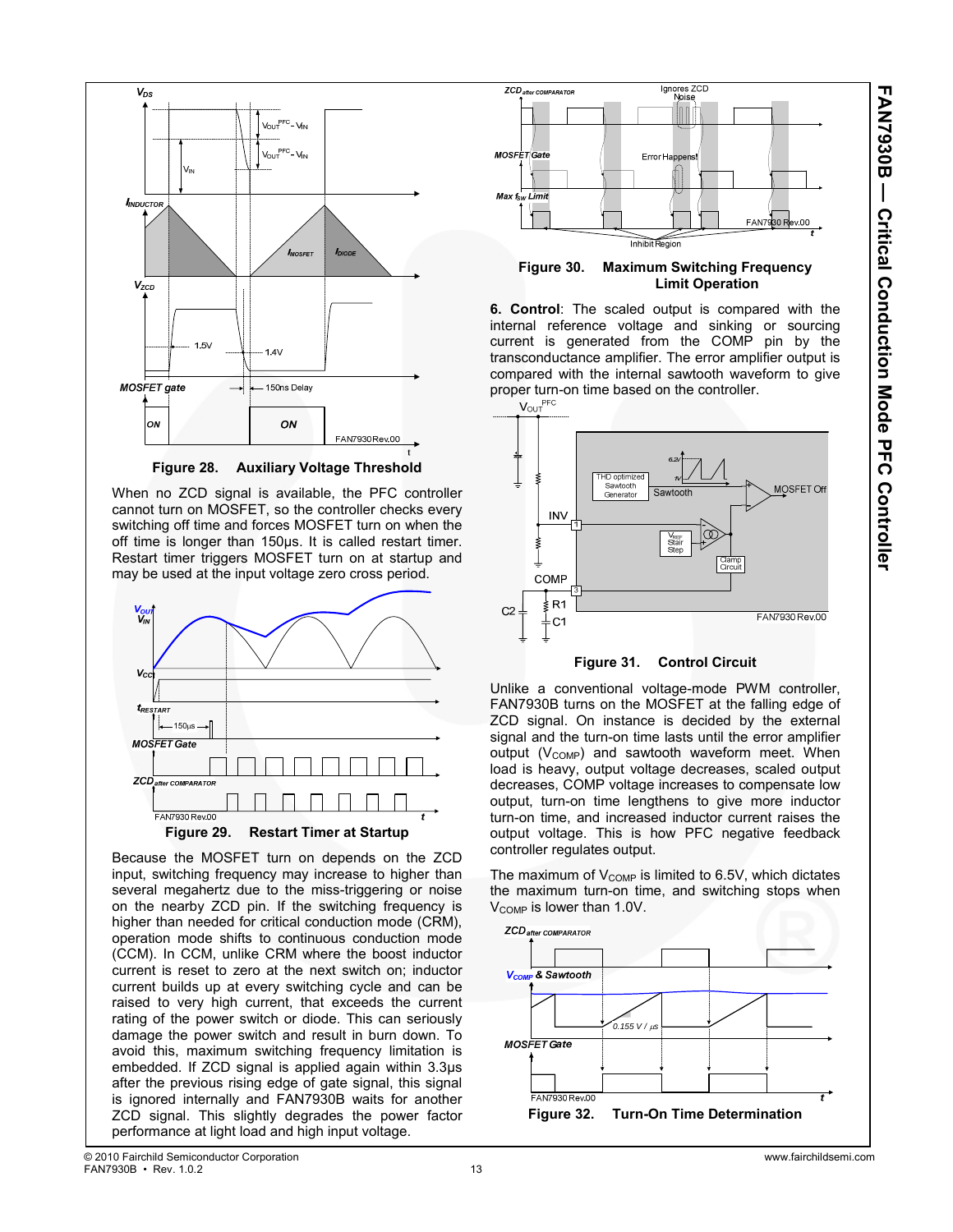Figure 28. Auxiliary Voltage Threshold

When no ZCD signal is available, the PFC controller cannot turn on MOSFET, so the controller checks every switching off time and forces MOSFET turn on when the off time is longer than 150µs. It is called restart timer. Restart timer triggers MOSFET turn on at startup and may be used at the input voltage zero cross period.

Figure 29. Restart Timer at Startup

Because the MOSFET turn on depends on the ZCD input, switching frequency may increase to higher than several megahertz due to the miss-triggering or noise on the nearby ZCD pin. If the switching frequency is higher than needed for critical conduction mode (CRM), operation mode shifts to continuous conduction mode (CCM). In CCM, unlike CRM where the boost inductor current is reset to zero at the next switch on; inductor current builds up at every switching cycle and can be raised to very high current, that exceeds the current rating of the power switch or diode. This can seriously damage the power switch and result in burn down. To avoid this, maximum switching frequency limitation is embedded. If ZCD signal is applied again within 3.3µs after the previous rising edge of gate signal, this signal is ignored internally and FAN7930B waits for another ZCD signal. This slightly degrades the power factor performance at light load and high input voltage.

Figure 30. Maximum Switching Frequency Limit Operation

**6. Control**: The scaled output is compared with the internal reference voltage and sinking or sourcing current is generated from the COMP pin by the transconductance amplifier. The error amplifier output is compared with the internal sawtooth waveform to give proper turn-on time based on the controller.

Figure 31. Control Circuit

Unlike a conventional voltage-mode PWM controller, FAN7930B turns on the MOSFET at the falling edge of ZCD signal. On instance is decided by the external signal and the turn-on time lasts until the error amplifier output ($V_{COMP}$) and sawtooth waveform meet. When load is heavy, output voltage decreases, scaled output decreases, COMP voltage increases to compensate low output, turn-on time lengthens to give more inductor turn-on time, and increased inductor current raises the output voltage. This is how PFC negative feedback controller regulates output.

The maximum of $V_{COMP}$ is limited to 6.5V, which dictates the maximum turn-on time, and switching stops when $V_{COMP}$ is lower than 1.0V.

Figure 32. Turn-On Time Determination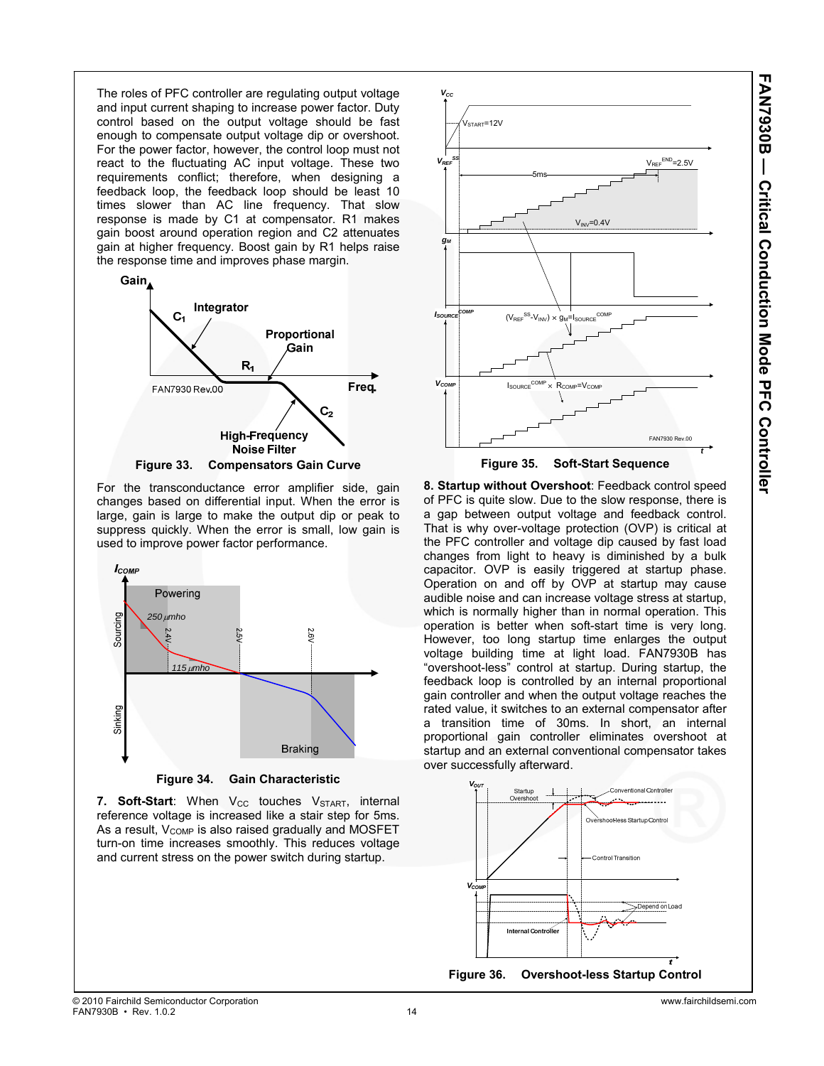The roles of PFC controller are regulating output voltage and input current shaping to increase power factor. Duty control based on the output voltage should be fast enough to compensate output voltage dip or overshoot. For the power factor, however, the control loop must not react to the fluctuating AC input voltage. These two requirements conflict; therefore, when designing a feedback loop, the feedback loop should be least 10 times slower than AC line frequency. That slow response is made by C1 at compensator. R1 makes gain boost around operation region and C2 attenuates gain at higher frequency. Boost gain by R1 helps raise the response time and improves phase margin.

Figure 33. Compensators Gain Curve

For the transconductance error amplifier side, gain changes based on differential input. When the error is large, gain is large to make the output dip or peak to suppress quickly. When the error is small, low gain is used to improve power factor performance.

Figure 34. Gain Characteristic

**7. Soft-Start**: When $V_{CC}$ touches $V_{START}$, internal reference voltage is increased like a stair step for 5ms. As a result, $V_{COMP}$ is also raised gradually and MOSFET turn-on time increases smoothly. This reduces voltage and current stress on the power switch during startup.

Figure 35. Soft-Start Sequence

**8. Startup without Overshoot**: Feedback control speed of PFC is quite slow. Due to the slow response, there is a gap between output voltage and feedback control. That is why over-voltage protection (OVP) is critical at the PFC controller and voltage dip caused by fast load changes from light to heavy is diminished by a bulk capacitor. OVP is easily triggered at startup phase. Operation on and off by OVP at startup may cause audible noise and can increase voltage stress at startup, which is normally higher than in normal operation. This operation is better when soft-start time is very long. However, too long startup time enlarges the output voltage building time at light load. FAN7930B has "overshoot-less" control at startup. During startup, the feedback loop is controlled by an internal proportional gain controller and when the output voltage reaches the rated value, it switches to an external compensator after a transition time of 30ms. In short, an internal proportional gain controller eliminates overshoot at startup and an external conventional compensator takes over successfully afterward.

Figure 36. Overshoot-less Startup Control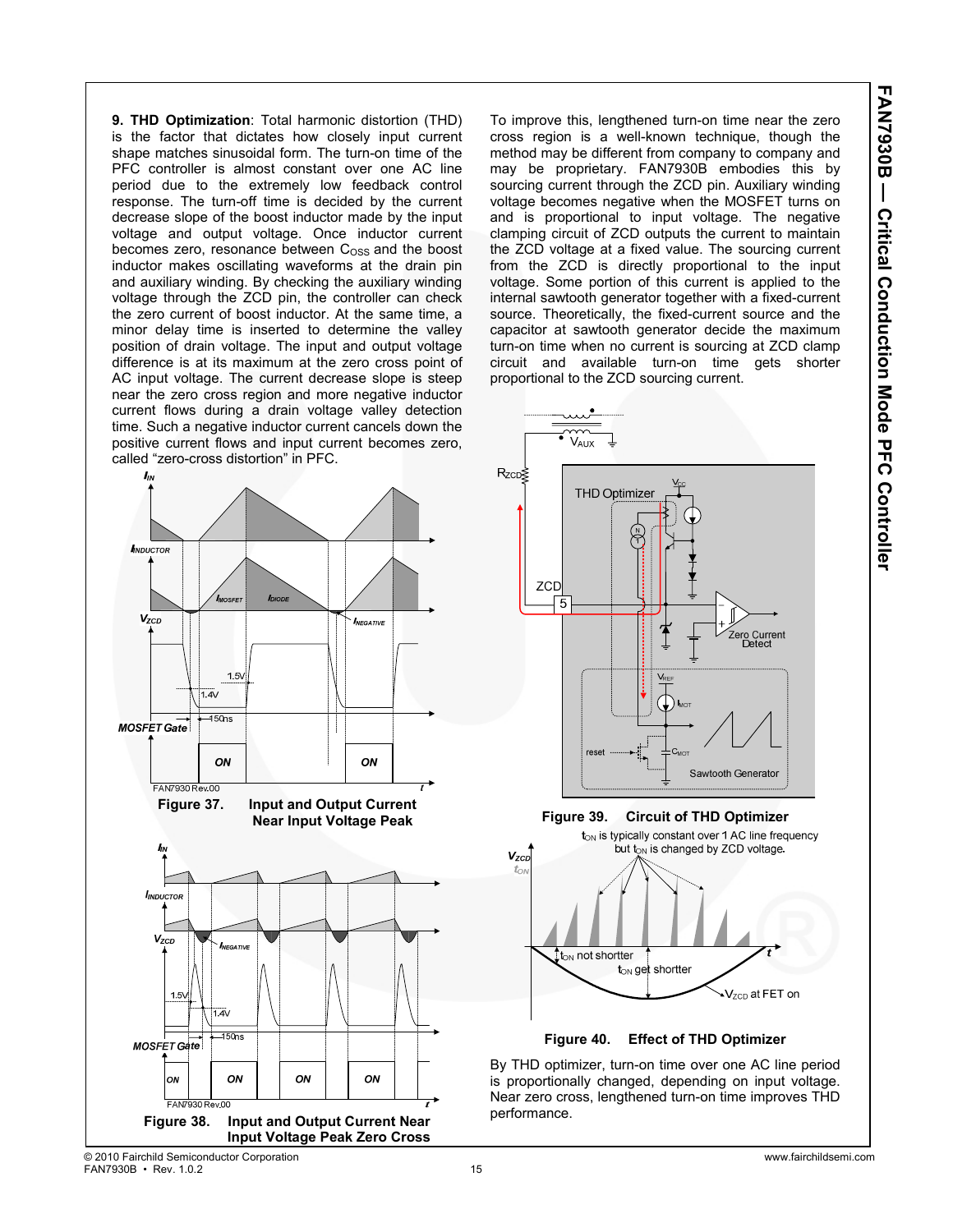**9. THD Optimization**: Total harmonic distortion (THD) is the factor that dictates how closely input current shape matches sinusoidal form. The turn-on time of the PFC controller is almost constant over one AC line period due to the extremely low feedback control response. The turn-off time is decided by the current decrease slope of the boost inductor made by the input voltage and output voltage. Once inductor current becomes zero, resonance between $C_{OSS}$ and the boost inductor makes oscillating waveforms at the drain pin and auxiliary winding. By checking the auxiliary winding voltage through the ZCD pin, the controller can check the zero current of boost inductor. At the same time, a minor delay time is inserted to determine the valley position of drain voltage. The input and output voltage difference is at its maximum at the zero cross point of AC input voltage. The current decrease slope is steep near the zero cross region and more negative inductor current flows during a drain voltage valley detection time. Such a negative inductor current cancels down the positive current flows and input current becomes zero, called "zero-cross distortion" in PFC.

Figure 37. Input and Output Current Near Input Voltage Peak

Figure 38. Input and Output Current Near Input Voltage Peak Zero Cross

To improve this, lengthened turn-on time near the zero cross region is a well-known technique, though the method may be different from company to company and may be proprietary. FAN7930B embodies this by sourcing current through the ZCD pin. Auxiliary winding voltage becomes negative when the MOSFET turns on and is proportional to input voltage. The negative clamping circuit of ZCD outputs the current to maintain the ZCD voltage at a fixed value. The sourcing current from the ZCD is directly proportional to the input voltage. Some portion of this current is applied to the internal sawtooth generator together with a fixed-current source. Theoretically, the fixed-current source and the capacitor at sawtooth generator decide the maximum turn-on time when no current is sourcing at ZCD clamp circuit and available turn-on time gets shorter proportional to the ZCD sourcing current.

Figure 39. Circuit of THD Optimizer

Figure 40. Effect of THD Optimizer

By THD optimizer, turn-on time over one AC line period is proportionally changed, depending on input voltage. Near zero cross, lengthened turn-on time improves THD performance.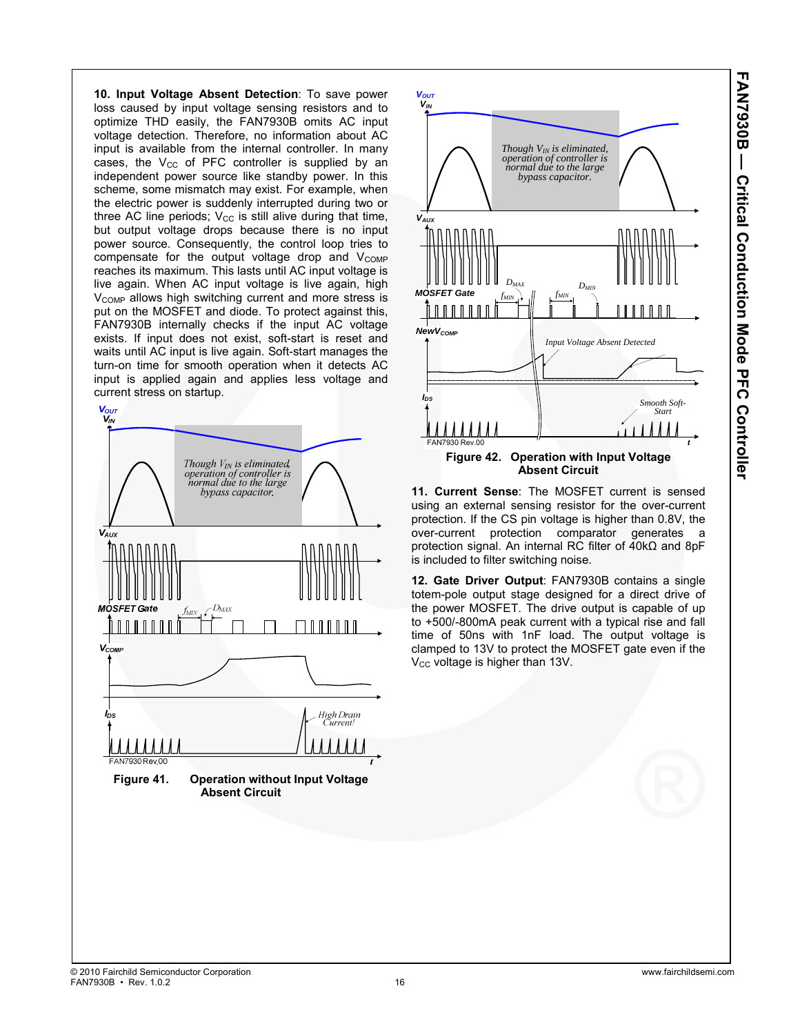**10. Input Voltage Absent Detection**: To save power loss caused by input voltage sensing resistors and to optimize THD easily, the FAN7930B omits AC input voltage detection. Therefore, no information about AC input is available from the internal controller. In many cases, the $V_{CC}$ of PFC controller is supplied by an independent power source like standby power. In this scheme, some mismatch may exist. For example, when the electric power is suddenly interrupted during two or three AC line periods; $V_{CC}$ is still alive during that time, but output voltage drops because there is no input power source. Consequently, the control loop tries to compensate for the output voltage drop and $V_{COMP}$ reaches its maximum. This lasts until AC input voltage is live again. When AC input voltage is live again, high $V_{COMP}$ allows high switching current and more stress is put on the MOSFET and diode. To protect against this, FAN7930B internally checks if the input AC voltage exists. If input does not exist, soft-start is reset and waits until AC input is live again. Soft-start manages the turn-on time for smooth operation when it detects AC input is applied again and applies less voltage and current stress on startup.

Figure 41. Operation without Input Voltage Absent Circuit

Figure 42. Operation with Input Voltage Absent Circuit

**11. Current Sense**: The MOSFET current is sensed using an external sensing resistor for the over-current protection. If the CS pin voltage is higher than 0.8V, the over-current protection comparator generates a protection signal. An internal RC filter of 40kΩ and 8pF is included to filter switching noise.

**12. Gate Driver Output**: FAN7930B contains a single totem-pole output stage designed for a direct drive of the power MOSFET. The drive output is capable of up to +500/-800mA peak current with a typical rise and fall time of 50ns with 1nF load. The output voltage is clamped to 13V to protect the MOSFET gate even if the $V_{CC}$ voltage is higher than 13V.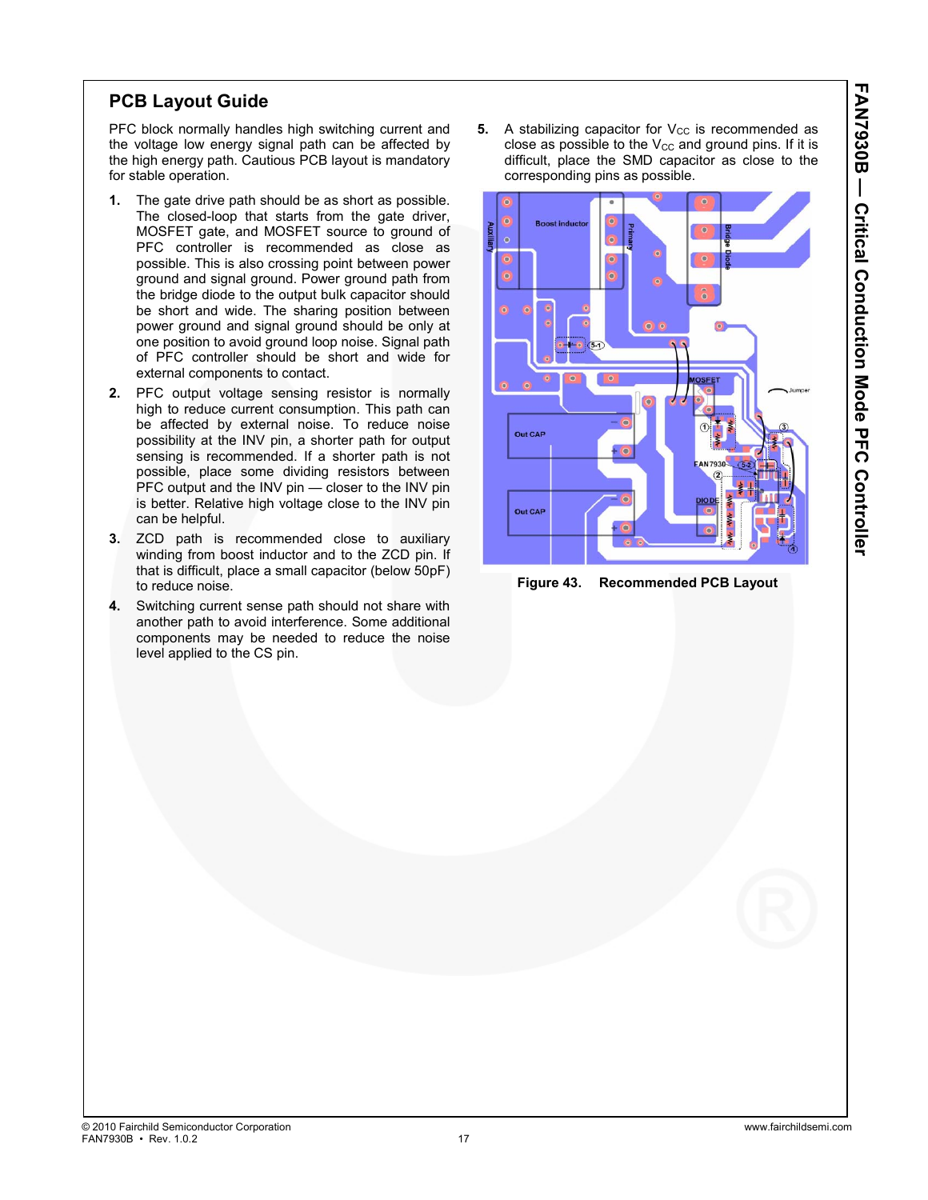## PCB Layout Guide

PFC block normally handles high switching current and the voltage low energy signal path can be affected by the high energy path. Cautious PCB layout is mandatory for stable operation.

1. The gate drive path should be as short as possible. The closed-loop that starts from the gate driver, MOSFET gate, and MOSFET source to ground of PFC controller is recommended as close as possible. This is also crossing point between power ground and signal ground. Power ground path from the bridge diode to the output bulk capacitor should be short and wide. The sharing position between power ground and signal ground should be only at one position to avoid ground loop noise. Signal path of PFC controller should be short and wide for external components to contact.
2. PFC output voltage sensing resistor is normally high to reduce current consumption. This path can be affected by external noise. To reduce noise possibility at the INV pin, a shorter path for output sensing is recommended. If a shorter path is not possible, place some dividing resistors between PFC output and the INV pin — closer to the INV pin is better. Relative high voltage close to the INV pin can be helpful.
3. ZCD path is recommended close to auxiliary winding from boost inductor and to the ZCD pin. If that is difficult, place a small capacitor (below 50pF) to reduce noise.
4. Switching current sense path should not share with another path to avoid interference. Some additional components may be needed to reduce the noise level applied to the CS pin.
5. A stabilizing capacitor for $V_{CC}$ is recommended as close as possible to the $V_{CC}$ and ground pins. If it is difficult, place the SMD capacitor as close to the corresponding pins as possible.

**Figure 43. Recommended PCB Layout**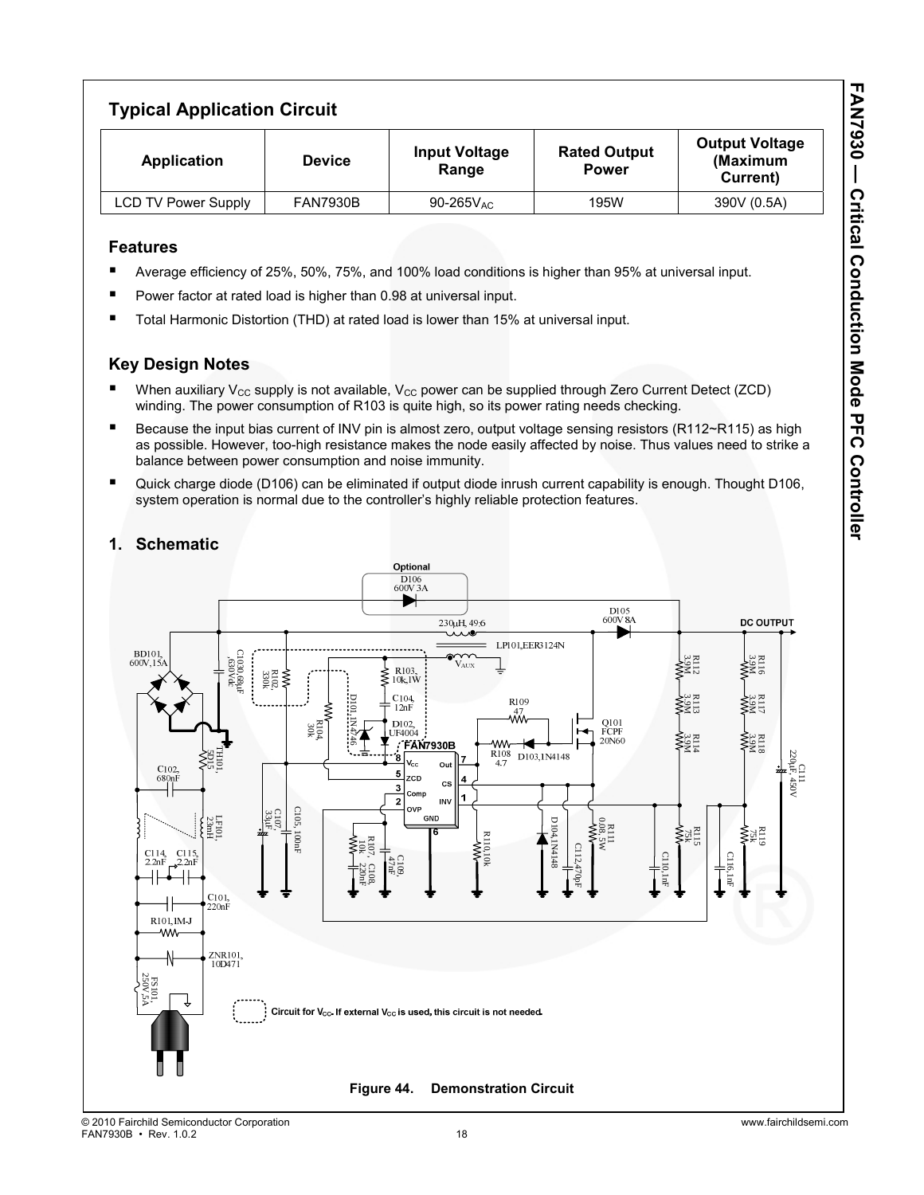## Typical Application Circuit

| Application | Device | Input Voltage Range | Rated Output Power | Output Voltage (Maximum Current) |
|---|---|---|---|---|
| LCD TV Power Supply | FAN7930B | 90-265$V_{AC}$ | 195W | 390V (0.5A) |

### Features

- Average efficiency of 25%, 50%, 75%, and 100% load conditions is higher than 95% at universal input.
- Power factor at rated load is higher than 0.98 at universal input.
- Total Harmonic Distortion (THD) at rated load is lower than 15% at universal input.

### Key Design Notes

- When auxiliary $V_{CC}$ supply is not available, $V_{CC}$ power can be supplied through Zero Current Detect (ZCD) winding. The power consumption of R103 is quite high, so its power rating needs checking.
- Because the input bias current of INV pin is almost zero, output voltage sensing resistors (R112~R115) as high as possible. However, too-high resistance makes the node easily affected by noise. Thus values need to strike a balance between power consumption and noise immunity.
- Quick charge diode (D106) can be eliminated if output diode inrush current capability is enough. Thought D106, system operation is normal due to the controller's highly reliable protection features.

## 1. Schematic

Figure 44. Demonstration Circuit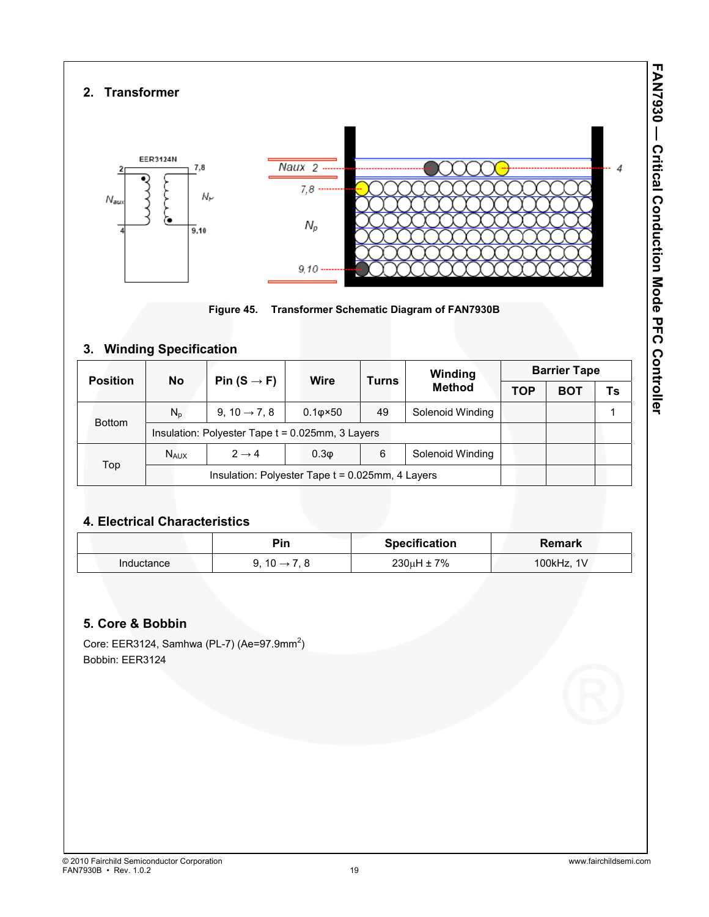## 2. Transformer

Figure 45. Transformer Schematic Diagram of FAN7930B

## 3. Winding Specification

| Position | No | Pin (S → F) | Wire | Turns | Winding Method | Barrier Tape | | |
|---|---|---|---|---|---|---|---|---|
| | | | | | | TOP | BOT | Ts |
| Bottom | $N_p$ | 9, 10 → 7, 8 | 0.1φ×50 | 49 | Solenoid Winding | | | 1 |
| | Insulation: Polyester Tape t = 0.025mm, 3 Layers | | | | | | | |
| Top | $N_{AUX}$ | 2 → 4 | 0.3φ | 6 | Solenoid Winding | | | |
| | Insulation: Polyester Tape t = 0.025mm, 4 Layers | | | | | | | |

## 4. Electrical Characteristics

| | Pin | Specification | Remark |
|---|---|---|---|
| Inductance | 9, 10 → 7, 8 | 230μH ± 7% | 100kHz, 1V |

## 5. Core & Bobbin

Core: EER3124, Samhwa (PL-7) (Ae=97.9mm$^2$)
Bobbin: EER3124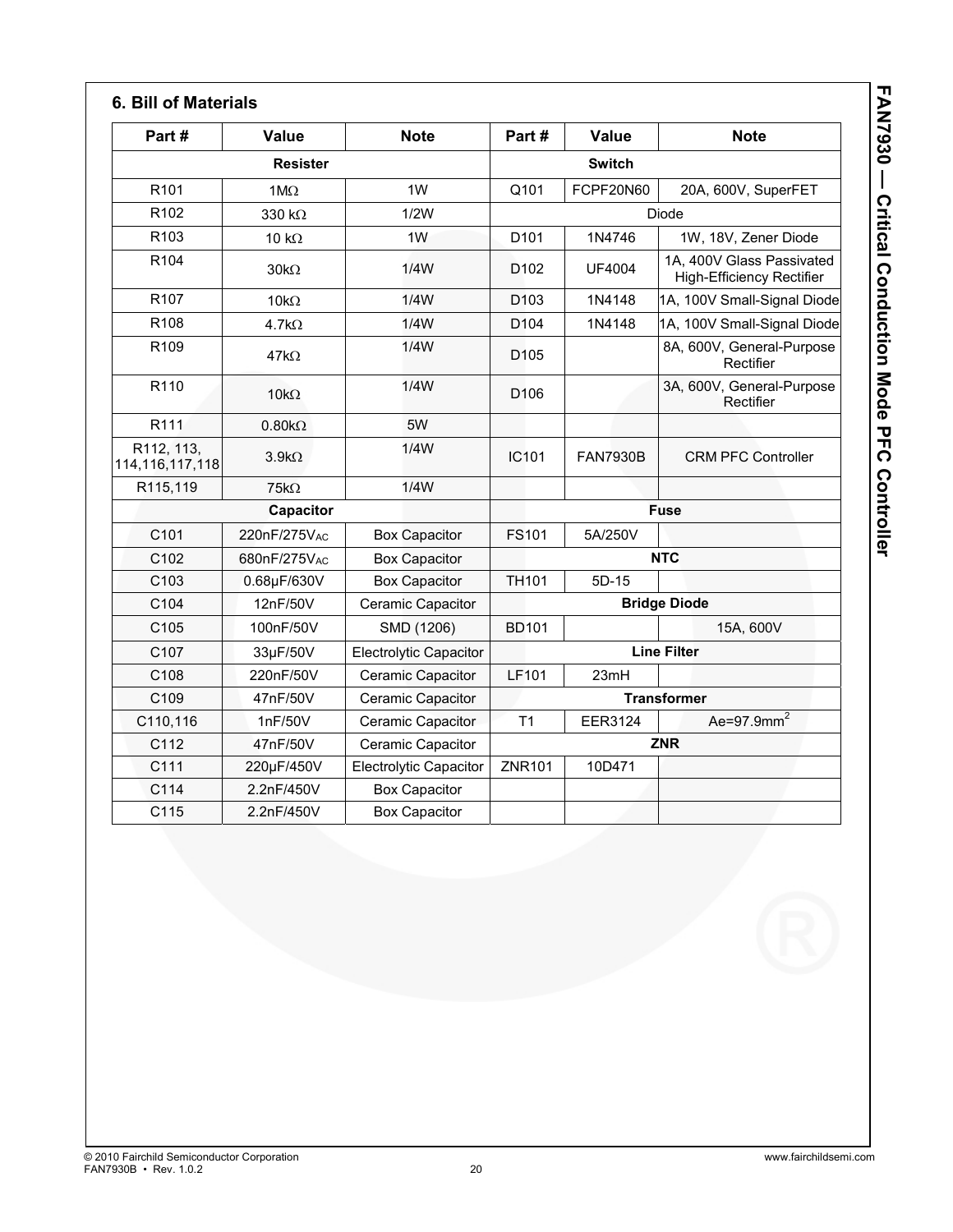## 6. Bill of Materials

| Part # | Value | Note | Part # | Value | Note |
|---|---|---|---|---|---|
| **Resister** | | | **Switch** | | |
| R101 | 1MΩ | 1W | Q101 | FCPF20N60 | 20A, 600V, SuperFET |
| R102 | 330 kΩ | 1/2W | Diode | | |
| R103 | 10 kΩ | 1W | D101 | 1N4746 | 1W, 18V, Zener Diode |
| R104 | 30kΩ | 1/4W | D102 | UF4004 | 1A, 400V Glass Passivated High-Efficiency Rectifier |
| R107 | 10kΩ | 1/4W | D103 | 1N4148 | 1A, 100V Small-Signal Diode |
| R108 | 4.7kΩ | 1/4W | D104 | 1N4148 | 1A, 100V Small-Signal Diode |
| R109 | 47kΩ | 1/4W | D105 | | 8A, 600V, General-Purpose Rectifier |
| R110 | 10kΩ | 1/4W | D106 | | 3A, 600V, General-Purpose Rectifier |
| R111 | 0.80kΩ | 5W | | | |
| R112, 113, 114,116,117,118 | 3.9kΩ | 1/4W | IC101 | FAN7930B | CRM PFC Controller |
| R115,119 | 75kΩ | 1/4W | | | |
| **Capacitor** | | | **Fuse** | | |
| C101 | 220nF/275$V_{AC}$ | Box Capacitor | FS101 | 5A/250V | |
| C102 | 680nF/275$V_{AC}$ | Box Capacitor | **NTC** | | |
| C103 | 0.68μF/630V | Box Capacitor | TH101 | 5D-15 | |
| C104 | 12nF/50V | Ceramic Capacitor | **Bridge Diode** | | |
| C105 | 100nF/50V | SMD (1206) | BD101 | | 15A, 600V |
| C107 | 33μF/50V | Electrolytic Capacitor | **Line Filter** | | |
| C108 | 220nF/50V | Ceramic Capacitor | LF101 | 23mH | |
| C109 | 47nF/50V | Ceramic Capacitor | **Transformer** | | |
| C110,116 | 1nF/50V | Ceramic Capacitor | T1 | EER3124 | Ae=97.9mm$^2$ |
| C112 | 47nF/50V | Ceramic Capacitor | **ZNR** | | |
| C111 | 220μF/450V | Electrolytic Capacitor | ZNR101 | 10D471 | |
| C114 | 2.2nF/450V | Box Capacitor | | | |
| C115 | 2.2nF/450V | Box Capacitor | | | |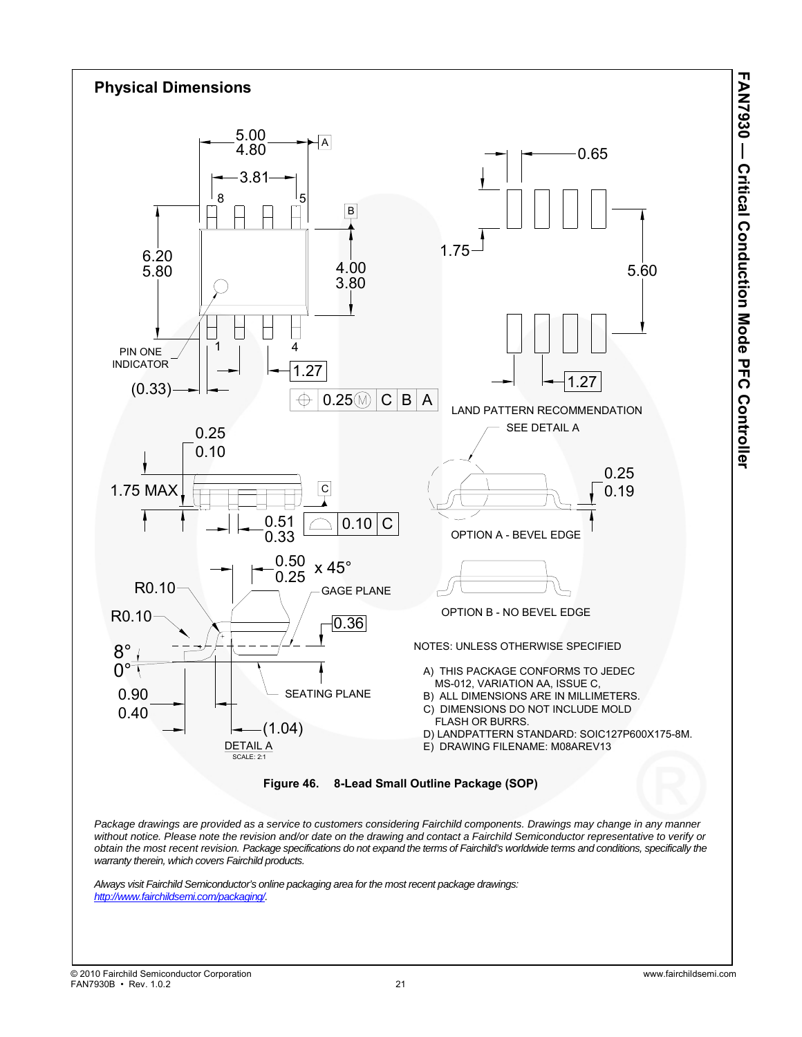## Physical Dimensions

NOTES: UNLESS OTHERWISE SPECIFIED

A) THIS PACKAGE CONFORMS TO JEDEC MS-012, VARIATION AA, ISSUE C,
B) ALL DIMENSIONS ARE IN MILLIMETERS.
C) DIMENSIONS DO NOT INCLUDE MOLD FLASH OR BURRS.
D) LANDPATTERN STANDARD: SOIC127P600X175-8M.
E) DRAWING FILENAME: M08AREV13

**Figure 46. 8-Lead Small Outline Package (SOP)**

*Package drawings are provided as a service to customers considering Fairchild components. Drawings may change in any manner without notice. Please note the revision and/or date on the drawing and contact a Fairchild Semiconductor representative to verify or obtain the most recent revision. Package specifications do not expand the terms of Fairchild's worldwide terms and conditions, specifically the warranty therein, which covers Fairchild products.*

*Always visit Fairchild Semiconductor's online packaging area for the most recent package drawings: http://www.fairchildsemi.com/packaging/.*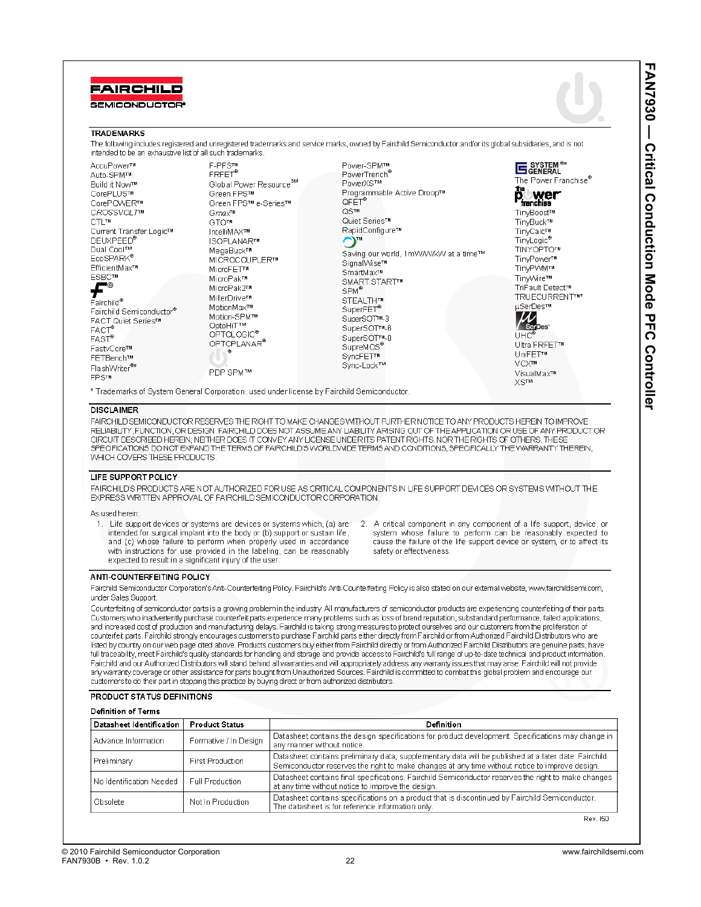## TRADEMARKS

The following includes registered and unregistered trademarks and service marks, owned by Fairchild Semiconductor and/or its global subsidiaries, and is not intended to be an exhaustive list of all such trademarks.

AccuPower™
Auto-SPM™
Build it Now™
CorePLUS™
CorePOWER™
*CROSSVOLT*™
CTL™
Current Transfer Logic™
DEUXPEED®
Dual Cool™
EcoSPARK®
EfficientMax™
ESBC™
Fairchild®
Fairchild Semiconductor®
FACT Quiet Series™
FACT®
FAST®
FastvCore™
FETBench™
FlashWriter®*
FPS™
F-PFS™
FRFET®
Global Power Resource℠
Green FPS™
Green FPS™ e-Series™
*Gmax*™
GTO™
IntelliMAX™
ISOPLANAR™
MegaBuck™
MICROCOUPLER™
MicroFET™
MicroPak™
MicroPak2™
MillerDrive™
MotionMax™
Motion-SPM™
OptoHiT™
OPTOLOGIC®
OPTOPLANAR®
PDP SPM™
Power-SPM™
PowerTrench®
PowerXS™
Programmable Active Droop™
QFET®
QS™
Quiet Series™
RapidConfigure™
Saving our world, 1mW/W/kW at a time™
SignalWise™
SmartMax™
SMART START™
SPM®
STEALTH™
SuperFET®
SuperSOT™-3
SuperSOT™-6
SuperSOT™-8
SupreMOS®
SyncFET™
Sync-Lock™
SYSTEM GENERAL®*
The Power Franchise®
TinyBoost™
TinyBuck™
TinyCalc™
TinyLogic®
TINYOPTO™
TinyPower™
TinyPWM™
TinyWire™
TriFault Detect™
TRUECURRENT™*
μSerDes™
UHC®
Ultra FRFET™
UniFET™
VCX™
VisualMax™
XS™

* Trademarks of System General Corporation, used under license by Fairchild Semiconductor.

## DISCLAIMER

FAIRCHILD SEMICONDUCTOR RESERVES THE RIGHT TO MAKE CHANGES WITHOUT FURTHER NOTICE TO ANY PRODUCTS HEREIN TO IMPROVE RELIABILITY, FUNCTION, OR DESIGN. FAIRCHILD DOES NOT ASSUME ANY LIABILITY ARISING OUT OF THE APPLICATION OR USE OF ANY PRODUCT OR CIRCUIT DESCRIBED HEREIN; NEITHER DOES IT CONVEY ANY LICENSE UNDER ITS PATENT RIGHTS, NOR THE RIGHTS OF OTHERS. THESE SPECIFICATIONS DO NOT EXPAND THE TERMS OF FAIRCHILD'S WORLDWIDE TERMS AND CONDITIONS, SPECIFICALLY THE WARRANTY THEREIN, WHICH COVERS THESE PRODUCTS.

## LIFE SUPPORT POLICY

FAIRCHILD'S PRODUCTS ARE NOT AUTHORIZED FOR USE AS CRITICAL COMPONENTS IN LIFE SUPPORT DEVICES OR SYSTEMS WITHOUT THE EXPRESS WRITTEN APPROVAL OF FAIRCHILD SEMICONDUCTOR CORPORATION.

As used herein:

1. Life support devices or systems are devices or systems which, (a) are intended for surgical implant into the body or (b) support or sustain life, and (c) whose failure to perform when properly used in accordance with instructions for use provided in the labeling, can be reasonably expected to result in a significant injury of the user.
2. A critical component in any component of a life support, device, or system whose failure to perform can be reasonably expected to cause the failure of the life support device or system, or to affect its safety or effectiveness.

## ANTI-COUNTERFEITING POLICY

Fairchild Semiconductor Corporation's Anti-Counterfeiting Policy. Fairchild's Anti-Counterfeiting Policy is also stated on our external website, www.fairchildsemi.com, under Sales Support.

Counterfeiting of semiconductor parts is a growing problem in the industry. All manufacturers of semiconductor products are experiencing counterfeiting of their parts. Customers who inadvertently purchase counterfeit parts experience many problems such as loss of brand reputation, substandard performance, failed applications, and increased cost of production and manufacturing delays. Fairchild is taking strong measures to protect ourselves and our customers from the proliferation of counterfeit parts. Fairchild strongly encourages customers to purchase Fairchild parts either directly from Fairchild or from Authorized Fairchild Distributors who are listed by country on our web page cited above. Products customers buy either from Fairchild directly or from Authorized Fairchild Distributors are genuine parts, have full traceability, meet Fairchild's quality standards for handling and storage and provide access to Fairchild's full range of up-to-date technical and product information. Fairchild and our Authorized Distributors will stand behind all warranties and will appropriately address any warranty issues that may arise. Fairchild will not provide any warranty coverage or other assistance for parts bought from Unauthorized Sources. Fairchild is committed to combat this global problem and encourage our customers to do their part in stopping this practice by buying direct or from authorized distributors.

## PRODUCT STATUS DEFINITIONS

### Definition of Terms

| Datasheet Identification | Product Status | Definition |
|---|---|---|
| Advance Information | Formative / In Design | Datasheet contains the design specifications for product development. Specifications may change in any manner without notice. |
| Preliminary | First Production | Datasheet contains preliminary data; supplementary data will be published at a later date. Fairchild Semiconductor reserves the right to make changes at any time without notice to improve design. |
| No Identification Needed | Full Production | Datasheet contains final specifications. Fairchild Semiconductor reserves the right to make changes at any time without notice to improve the design. |
| Obsolete | Not In Production | Datasheet contains specifications on a product that is discontinued by Fairchild Semiconductor. The datasheet is for reference information only. |

Rev. I50